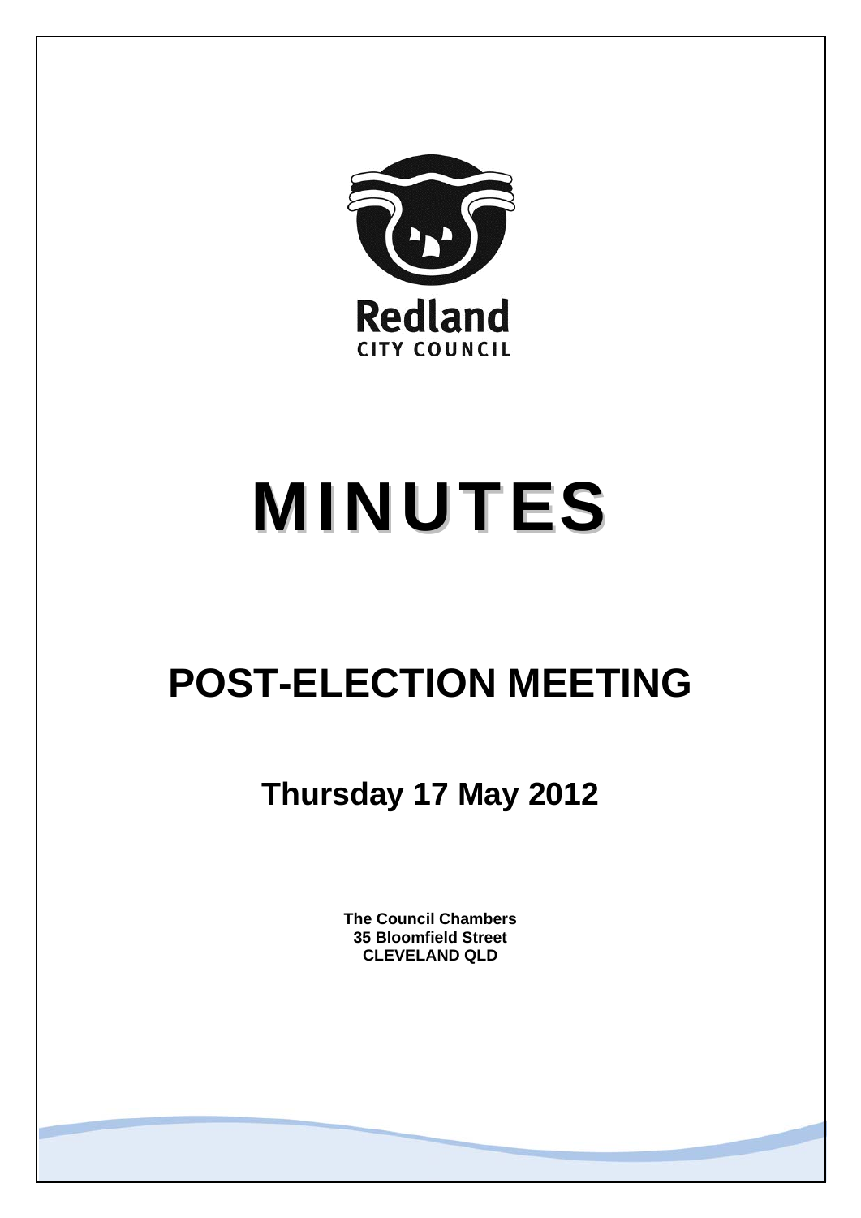Redland

CITY COUNCIL

# MINUTES

## POST-ELECTION MEETING

### Thursday 17 May 2012

**The Council Chambers**
**35 Bloomfield Street**
**CLEVELAND QLD**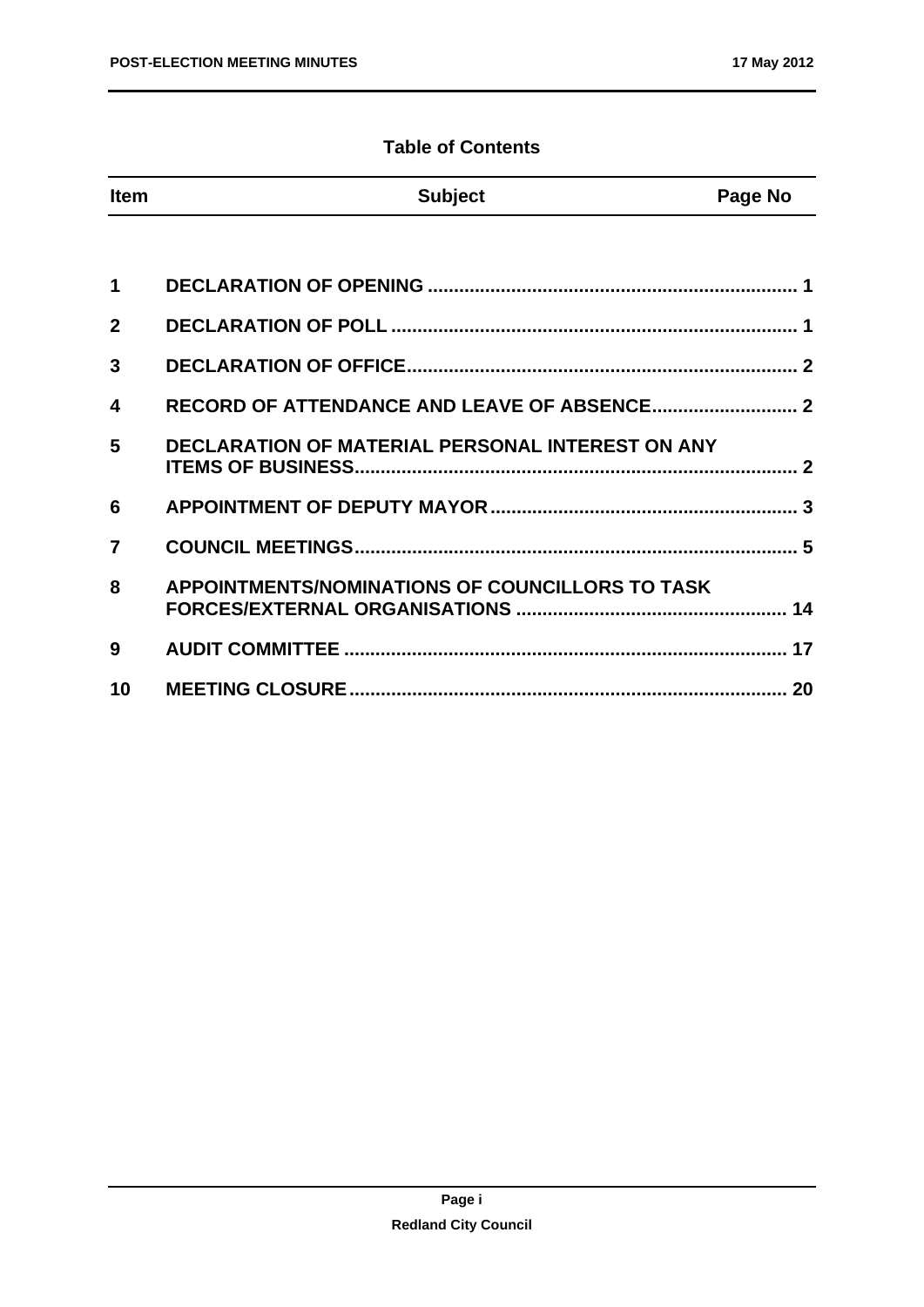## Table of Contents

| Item | Subject | Page No |
| --- | --- | --- |
| 1 | DECLARATION OF OPENING | 1 |
| 2 | DECLARATION OF POLL | 1 |
| 3 | DECLARATION OF OFFICE | 2 |
| 4 | RECORD OF ATTENDANCE AND LEAVE OF ABSENCE | 2 |
| 5 | DECLARATION OF MATERIAL PERSONAL INTEREST ON ANY ITEMS OF BUSINESS | 2 |
| 6 | APPOINTMENT OF DEPUTY MAYOR | 3 |
| 7 | COUNCIL MEETINGS | 5 |
| 8 | APPOINTMENTS/NOMINATIONS OF COUNCILLORS TO TASK FORCES/EXTERNAL ORGANISATIONS | 14 |
| 9 | AUDIT COMMITTEE | 17 |
| 10 | MEETING CLOSURE | 20 |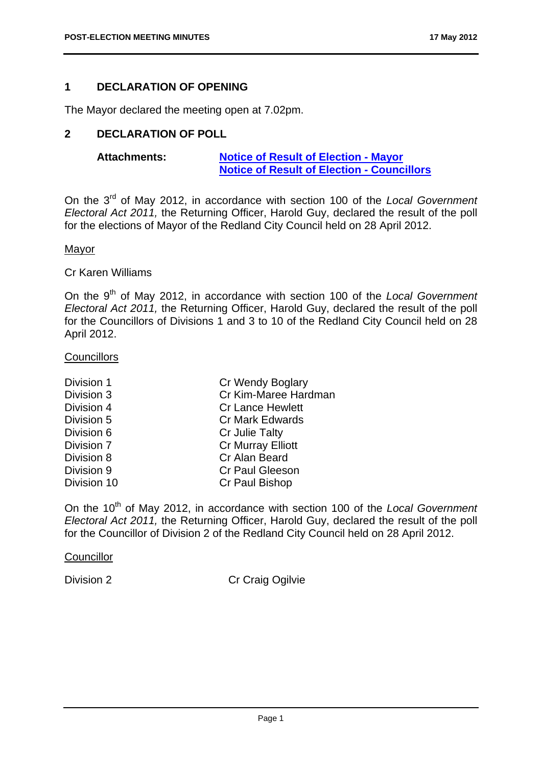## 1 DECLARATION OF OPENING

The Mayor declared the meeting open at 7.02pm.

## 2 DECLARATION OF POLL

**Attachments:** **Notice of Result of Election - Mayor**
**Notice of Result of Election - Councillors**

On the 3rd of May 2012, in accordance with section 100 of the *Local Government Electoral Act 2011,* the Returning Officer, Harold Guy, declared the result of the poll for the elections of Mayor of the Redland City Council held on 28 April 2012.

Mayor

Cr Karen Williams

On the 9th of May 2012, in accordance with section 100 of the *Local Government Electoral Act 2011,* the Returning Officer, Harold Guy, declared the result of the poll for the Councillors of Divisions 1 and 3 to 10 of the Redland City Council held on 28 April 2012.

Councillors

| | |
|---|---|
| Division 1 | Cr Wendy Boglary |
| Division 3 | Cr Kim-Maree Hardman |
| Division 4 | Cr Lance Hewlett |
| Division 5 | Cr Mark Edwards |
| Division 6 | Cr Julie Talty |
| Division 7 | Cr Murray Elliott |
| Division 8 | Cr Alan Beard |
| Division 9 | Cr Paul Gleeson |
| Division 10 | Cr Paul Bishop |

On the 10th of May 2012, in accordance with section 100 of the *Local Government Electoral Act 2011,* the Returning Officer, Harold Guy, declared the result of the poll for the Councillor of Division 2 of the Redland City Council held on 28 April 2012.

Councillor

| | |
|---|---|
| Division 2 | Cr Craig Ogilvie |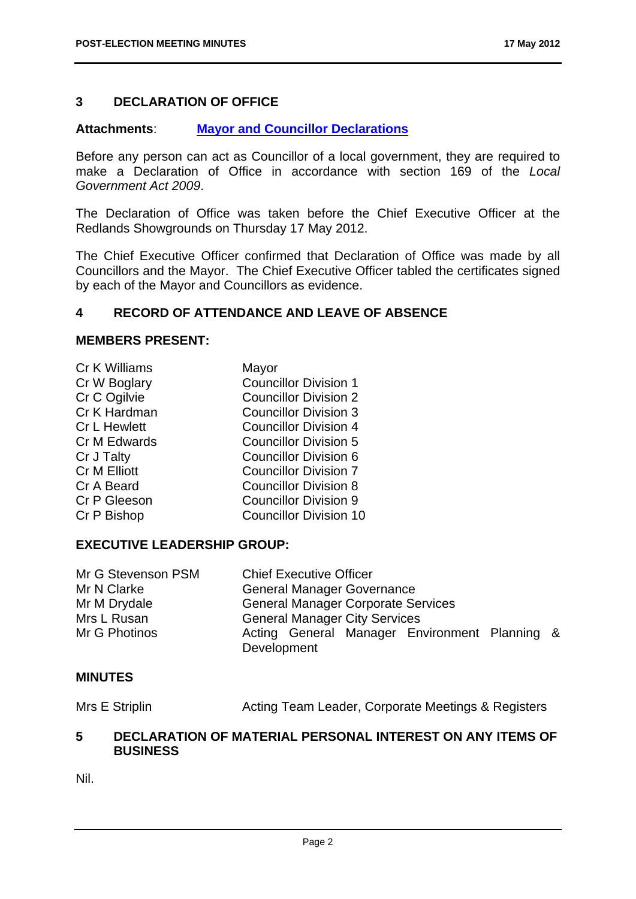## 3 DECLARATION OF OFFICE

**Attachments**: **Mayor and Councillor Declarations**

Before any person can act as Councillor of a local government, they are required to make a Declaration of Office in accordance with section 169 of the *Local Government Act 2009*.

The Declaration of Office was taken before the Chief Executive Officer at the Redlands Showgrounds on Thursday 17 May 2012.

The Chief Executive Officer confirmed that Declaration of Office was made by all Councillors and the Mayor. The Chief Executive Officer tabled the certificates signed by each of the Mayor and Councillors as evidence.

## 4 RECORD OF ATTENDANCE AND LEAVE OF ABSENCE

### MEMBERS PRESENT:

| | |
|---|---|
| Cr K Williams | Mayor |
| Cr W Boglary | Councillor Division 1 |
| Cr C Ogilvie | Councillor Division 2 |
| Cr K Hardman | Councillor Division 3 |
| Cr L Hewlett | Councillor Division 4 |
| Cr M Edwards | Councillor Division 5 |
| Cr J Talty | Councillor Division 6 |
| Cr M Elliott | Councillor Division 7 |
| Cr A Beard | Councillor Division 8 |
| Cr P Gleeson | Councillor Division 9 |
| Cr P Bishop | Councillor Division 10 |

### EXECUTIVE LEADERSHIP GROUP:

| | |
|---|---|
| Mr G Stevenson PSM | Chief Executive Officer |
| Mr N Clarke | General Manager Governance |
| Mr M Drydale | General Manager Corporate Services |
| Mrs L Rusan | General Manager City Services |
| Mr G Photinos | Acting General Manager Environment Planning & Development |

### MINUTES

| | |
|---|---|
| Mrs E Striplin | Acting Team Leader, Corporate Meetings & Registers |

## 5 DECLARATION OF MATERIAL PERSONAL INTEREST ON ANY ITEMS OF BUSINESS

Nil.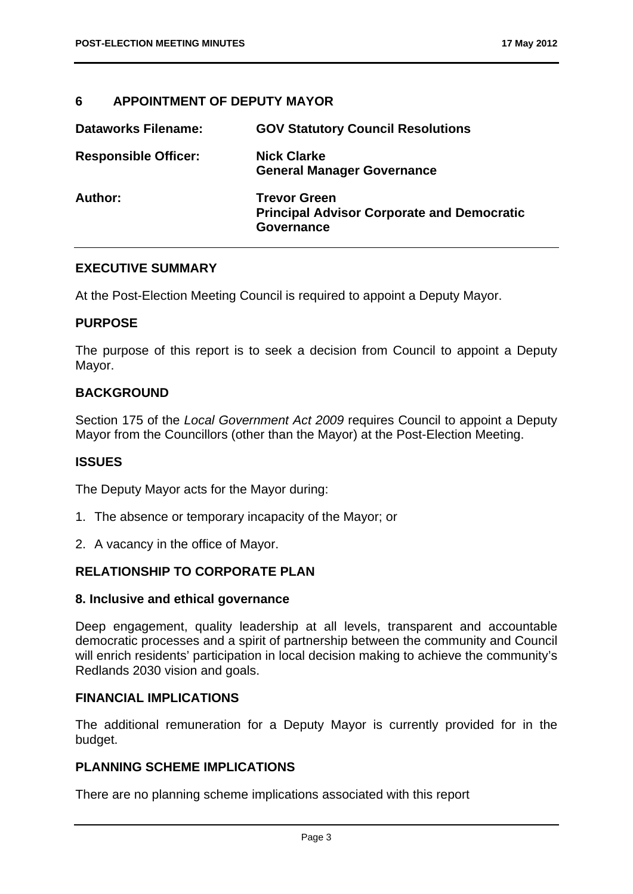## 6 APPOINTMENT OF DEPUTY MAYOR

| | |
|---|---|
| **Dataworks Filename:** | **GOV Statutory Council Resolutions** |
| **Responsible Officer:** | **Nick Clarke**<br>**General Manager Governance** |
| **Author:** | **Trevor Green**<br>**Principal Advisor Corporate and Democratic Governance** |

### EXECUTIVE SUMMARY

At the Post-Election Meeting Council is required to appoint a Deputy Mayor.

### PURPOSE

The purpose of this report is to seek a decision from Council to appoint a Deputy Mayor.

### BACKGROUND

Section 175 of the *Local Government Act 2009* requires Council to appoint a Deputy Mayor from the Councillors (other than the Mayor) at the Post-Election Meeting.

### ISSUES

The Deputy Mayor acts for the Mayor during:

1. The absence or temporary incapacity of the Mayor; or
2. A vacancy in the office of Mayor.

### RELATIONSHIP TO CORPORATE PLAN

#### 8. Inclusive and ethical governance

Deep engagement, quality leadership at all levels, transparent and accountable democratic processes and a spirit of partnership between the community and Council will enrich residents' participation in local decision making to achieve the community's Redlands 2030 vision and goals.

### FINANCIAL IMPLICATIONS

The additional remuneration for a Deputy Mayor is currently provided for in the budget.

### PLANNING SCHEME IMPLICATIONS

There are no planning scheme implications associated with this report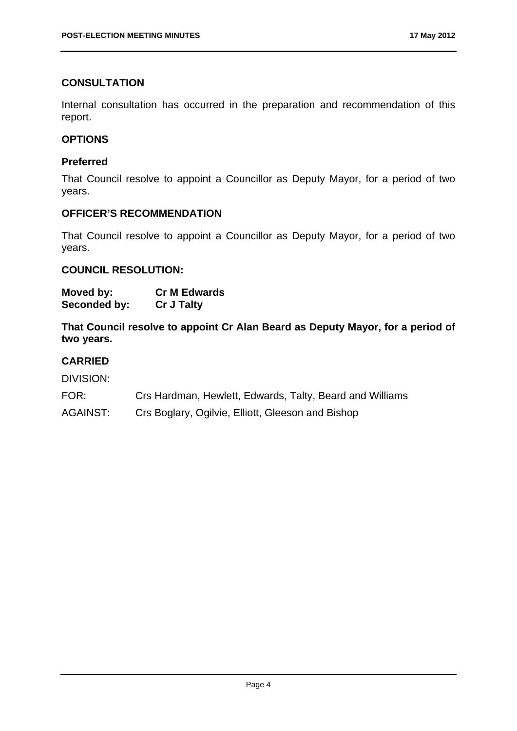## CONSULTATION

Internal consultation has occurred in the preparation and recommendation of this report.

## OPTIONS

### Preferred

That Council resolve to appoint a Councillor as Deputy Mayor, for a period of two years.

## OFFICER'S RECOMMENDATION

That Council resolve to appoint a Councillor as Deputy Mayor, for a period of two years.

## COUNCIL RESOLUTION:

**Moved by:** **Cr M Edwards**
**Seconded by:** **Cr J Talty**

**That Council resolve to appoint Cr Alan Beard as Deputy Mayor, for a period of two years.**

## CARRIED

DIVISION:

FOR: Crs Hardman, Hewlett, Edwards, Talty, Beard and Williams

AGAINST: Crs Boglary, Ogilvie, Elliott, Gleeson and Bishop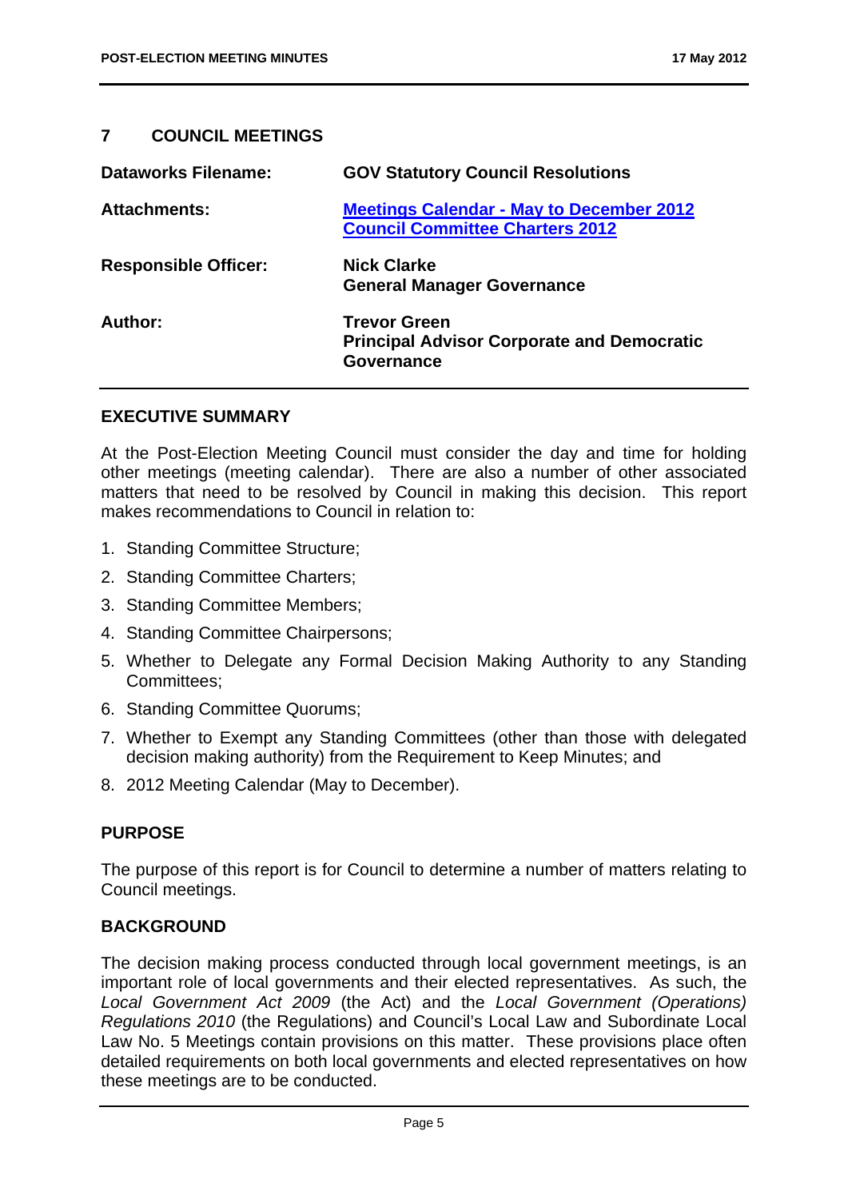## 7 COUNCIL MEETINGS

| | |
|---|---|
| **Dataworks Filename:** | **GOV Statutory Council Resolutions** |
| **Attachments:** | **Meetings Calendar - May to December 2012**<br>**Council Committee Charters 2012** |
| **Responsible Officer:** | **Nick Clarke**<br>**General Manager Governance** |
| **Author:** | **Trevor Green**<br>**Principal Advisor Corporate and Democratic Governance** |

### EXECUTIVE SUMMARY

At the Post-Election Meeting Council must consider the day and time for holding other meetings (meeting calendar). There are also a number of other associated matters that need to be resolved by Council in making this decision. This report makes recommendations to Council in relation to:

1. Standing Committee Structure;
2. Standing Committee Charters;
3. Standing Committee Members;
4. Standing Committee Chairpersons;
5. Whether to Delegate any Formal Decision Making Authority to any Standing Committees;
6. Standing Committee Quorums;
7. Whether to Exempt any Standing Committees (other than those with delegated decision making authority) from the Requirement to Keep Minutes; and
8. 2012 Meeting Calendar (May to December).

### PURPOSE

The purpose of this report is for Council to determine a number of matters relating to Council meetings.

### BACKGROUND

The decision making process conducted through local government meetings, is an important role of local governments and their elected representatives. As such, the *Local Government Act 2009* (the Act) and the *Local Government (Operations) Regulations 2010* (the Regulations) and Council's Local Law and Subordinate Local Law No. 5 Meetings contain provisions on this matter. These provisions place often detailed requirements on both local governments and elected representatives on how these meetings are to be conducted.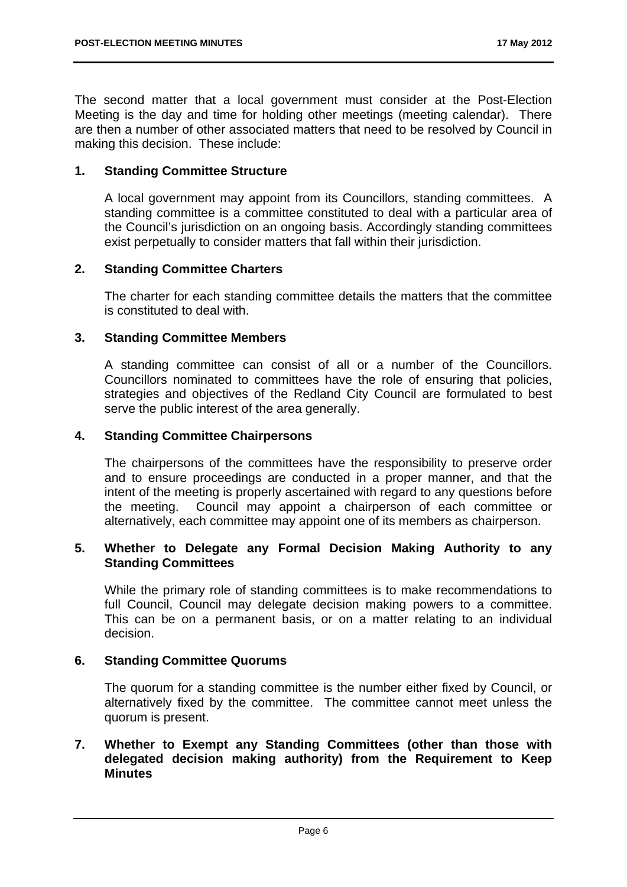The second matter that a local government must consider at the Post-Election Meeting is the day and time for holding other meetings (meeting calendar). There are then a number of other associated matters that need to be resolved by Council in making this decision. These include:

**1. Standing Committee Structure**

A local government may appoint from its Councillors, standing committees. A standing committee is a committee constituted to deal with a particular area of the Council's jurisdiction on an ongoing basis. Accordingly standing committees exist perpetually to consider matters that fall within their jurisdiction.

**2. Standing Committee Charters**

The charter for each standing committee details the matters that the committee is constituted to deal with.

**3. Standing Committee Members**

A standing committee can consist of all or a number of the Councillors. Councillors nominated to committees have the role of ensuring that policies, strategies and objectives of the Redland City Council are formulated to best serve the public interest of the area generally.

**4. Standing Committee Chairpersons**

The chairpersons of the committees have the responsibility to preserve order and to ensure proceedings are conducted in a proper manner, and that the intent of the meeting is properly ascertained with regard to any questions before the meeting. Council may appoint a chairperson of each committee or alternatively, each committee may appoint one of its members as chairperson.

**5. Whether to Delegate any Formal Decision Making Authority to any Standing Committees**

While the primary role of standing committees is to make recommendations to full Council, Council may delegate decision making powers to a committee. This can be on a permanent basis, or on a matter relating to an individual decision.

**6. Standing Committee Quorums**

The quorum for a standing committee is the number either fixed by Council, or alternatively fixed by the committee. The committee cannot meet unless the quorum is present.

**7. Whether to Exempt any Standing Committees (other than those with delegated decision making authority) from the Requirement to Keep Minutes**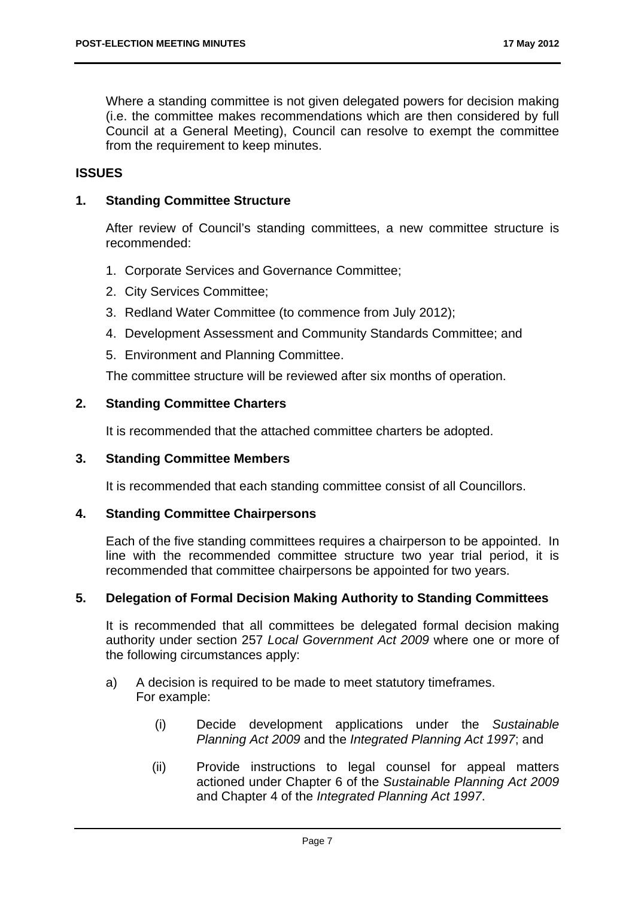Where a standing committee is not given delegated powers for decision making (i.e. the committee makes recommendations which are then considered by full Council at a General Meeting), Council can resolve to exempt the committee from the requirement to keep minutes.

## ISSUES

### 1. Standing Committee Structure

After review of Council's standing committees, a new committee structure is recommended:

1. Corporate Services and Governance Committee;
2. City Services Committee;
3. Redland Water Committee (to commence from July 2012);
4. Development Assessment and Community Standards Committee; and
5. Environment and Planning Committee.

The committee structure will be reviewed after six months of operation.

### 2. Standing Committee Charters

It is recommended that the attached committee charters be adopted.

### 3. Standing Committee Members

It is recommended that each standing committee consist of all Councillors.

### 4. Standing Committee Chairpersons

Each of the five standing committees requires a chairperson to be appointed. In line with the recommended committee structure two year trial period, it is recommended that committee chairpersons be appointed for two years.

### 5. Delegation of Formal Decision Making Authority to Standing Committees

It is recommended that all committees be delegated formal decision making authority under section 257 *Local Government Act 2009* where one or more of the following circumstances apply:

a) A decision is required to be made to meet statutory timeframes. For example:

   (i) Decide development applications under the *Sustainable Planning Act 2009* and the *Integrated Planning Act 1997*; and

   (ii) Provide instructions to legal counsel for appeal matters actioned under Chapter 6 of the *Sustainable Planning Act 2009* and Chapter 4 of the *Integrated Planning Act 1997*.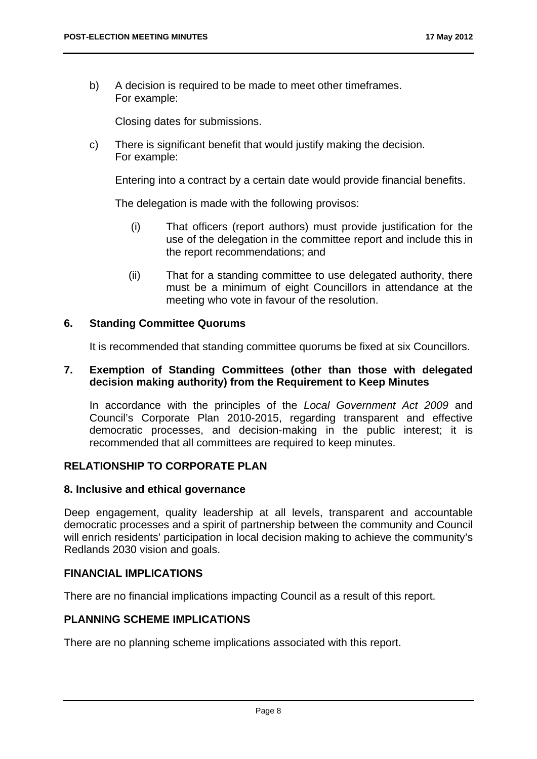b) A decision is required to be made to meet other timeframes.
   For example:

   Closing dates for submissions.

c) There is significant benefit that would justify making the decision.
   For example:

   Entering into a contract by a certain date would provide financial benefits.

   The delegation is made with the following provisos:

   (i) That officers (report authors) must provide justification for the use of the delegation in the committee report and include this in the report recommendations; and

   (ii) That for a standing committee to use delegated authority, there must be a minimum of eight Councillors in attendance at the meeting who vote in favour of the resolution.

**6. Standing Committee Quorums**

It is recommended that standing committee quorums be fixed at six Councillors.

**7. Exemption of Standing Committees (other than those with delegated decision making authority) from the Requirement to Keep Minutes**

In accordance with the principles of the *Local Government Act 2009* and Council's Corporate Plan 2010-2015, regarding transparent and effective democratic processes, and decision-making in the public interest; it is recommended that all committees are required to keep minutes.

## RELATIONSHIP TO CORPORATE PLAN

### 8. Inclusive and ethical governance

Deep engagement, quality leadership at all levels, transparent and accountable democratic processes and a spirit of partnership between the community and Council will enrich residents' participation in local decision making to achieve the community's Redlands 2030 vision and goals.

## FINANCIAL IMPLICATIONS

There are no financial implications impacting Council as a result of this report.

## PLANNING SCHEME IMPLICATIONS

There are no planning scheme implications associated with this report.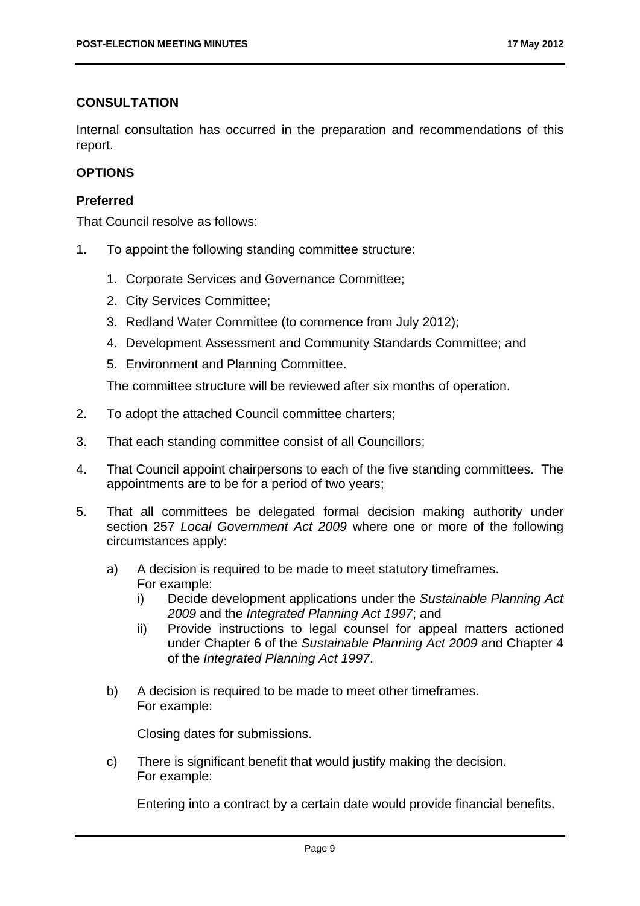## CONSULTATION

Internal consultation has occurred in the preparation and recommendations of this report.

## OPTIONS

### Preferred

That Council resolve as follows:

1. To appoint the following standing committee structure:

    1. Corporate Services and Governance Committee;
    2. City Services Committee;
    3. Redland Water Committee (to commence from July 2012);
    4. Development Assessment and Community Standards Committee; and
    5. Environment and Planning Committee.

    The committee structure will be reviewed after six months of operation.

2. To adopt the attached Council committee charters;

3. That each standing committee consist of all Councillors;

4. That Council appoint chairpersons to each of the five standing committees. The appointments are to be for a period of two years;

5. That all committees be delegated formal decision making authority under section 257 *Local Government Act 2009* where one or more of the following circumstances apply:

    a) A decision is required to be made to meet statutory timeframes.
       For example:
        i) Decide development applications under the *Sustainable Planning Act 2009* and the *Integrated Planning Act 1997*; and
        ii) Provide instructions to legal counsel for appeal matters actioned under Chapter 6 of the *Sustainable Planning Act 2009* and Chapter 4 of the *Integrated Planning Act 1997*.

    b) A decision is required to be made to meet other timeframes.
       For example:

       Closing dates for submissions.

    c) There is significant benefit that would justify making the decision.
       For example:

       Entering into a contract by a certain date would provide financial benefits.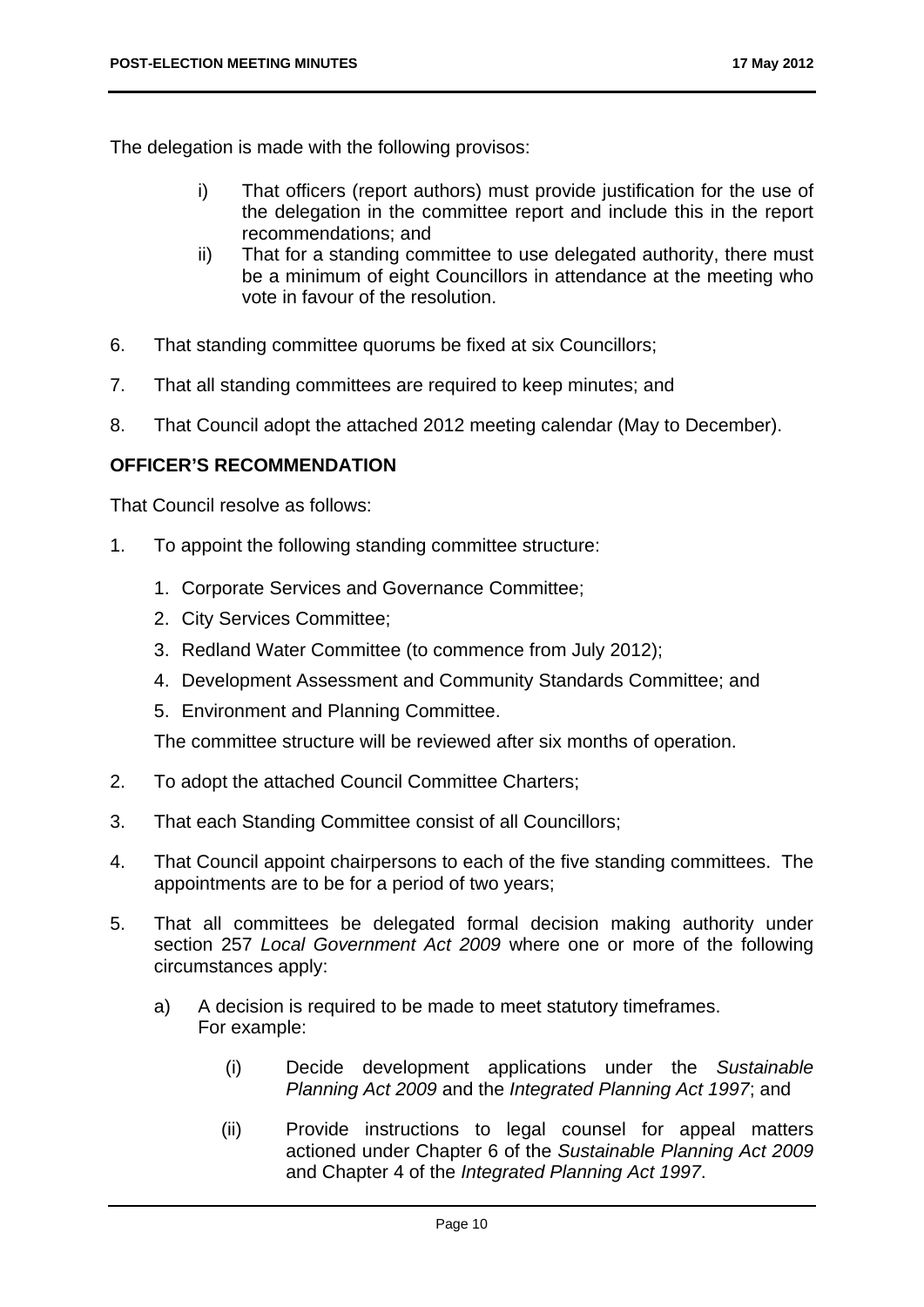The delegation is made with the following provisos:

i) That officers (report authors) must provide justification for the use of the delegation in the committee report and include this in the report recommendations; and

ii) That for a standing committee to use delegated authority, there must be a minimum of eight Councillors in attendance at the meeting who vote in favour of the resolution.

6. That standing committee quorums be fixed at six Councillors;

7. That all standing committees are required to keep minutes; and

8. That Council adopt the attached 2012 meeting calendar (May to December).

**OFFICER'S RECOMMENDATION**

That Council resolve as follows:

1. To appoint the following standing committee structure:

   1. Corporate Services and Governance Committee;
   2. City Services Committee;
   3. Redland Water Committee (to commence from July 2012);
   4. Development Assessment and Community Standards Committee; and
   5. Environment and Planning Committee.

   The committee structure will be reviewed after six months of operation.

2. To adopt the attached Council Committee Charters;

3. That each Standing Committee consist of all Councillors;

4. That Council appoint chairpersons to each of the five standing committees. The appointments are to be for a period of two years;

5. That all committees be delegated formal decision making authority under section 257 *Local Government Act 2009* where one or more of the following circumstances apply:

   a) A decision is required to be made to meet statutory timeframes. For example:

      (i) Decide development applications under the *Sustainable Planning Act 2009* and the *Integrated Planning Act 1997*; and

      (ii) Provide instructions to legal counsel for appeal matters actioned under Chapter 6 of the *Sustainable Planning Act 2009* and Chapter 4 of the *Integrated Planning Act 1997*.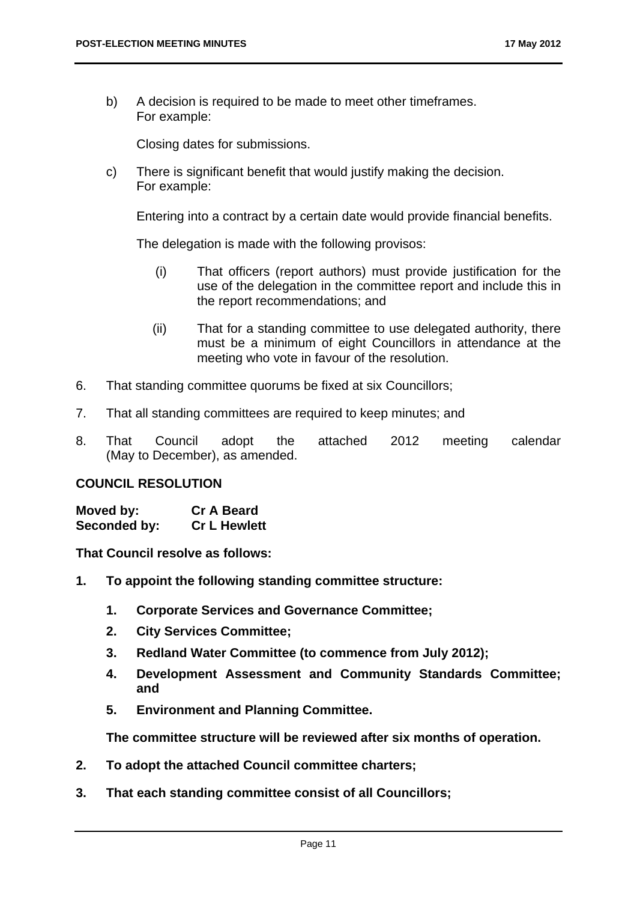b) A decision is required to be made to meet other timeframes.
   For example:

   Closing dates for submissions.

c) There is significant benefit that would justify making the decision.
   For example:

   Entering into a contract by a certain date would provide financial benefits.

   The delegation is made with the following provisos:

   (i) That officers (report authors) must provide justification for the use of the delegation in the committee report and include this in the report recommendations; and

   (ii) That for a standing committee to use delegated authority, there must be a minimum of eight Councillors in attendance at the meeting who vote in favour of the resolution.

6. That standing committee quorums be fixed at six Councillors;

7. That all standing committees are required to keep minutes; and

8. That Council adopt the attached 2012 meeting calendar (May to December), as amended.

**COUNCIL RESOLUTION**

**Moved by:** **Cr A Beard**
**Seconded by:** **Cr L Hewlett**

**That Council resolve as follows:**

**1. To appoint the following standing committee structure:**

   **1. Corporate Services and Governance Committee;**

   **2. City Services Committee;**

   **3. Redland Water Committee (to commence from July 2012);**

   **4. Development Assessment and Community Standards Committee; and**

   **5. Environment and Planning Committee.**

   **The committee structure will be reviewed after six months of operation.**

**2. To adopt the attached Council committee charters;**

**3. That each standing committee consist of all Councillors;**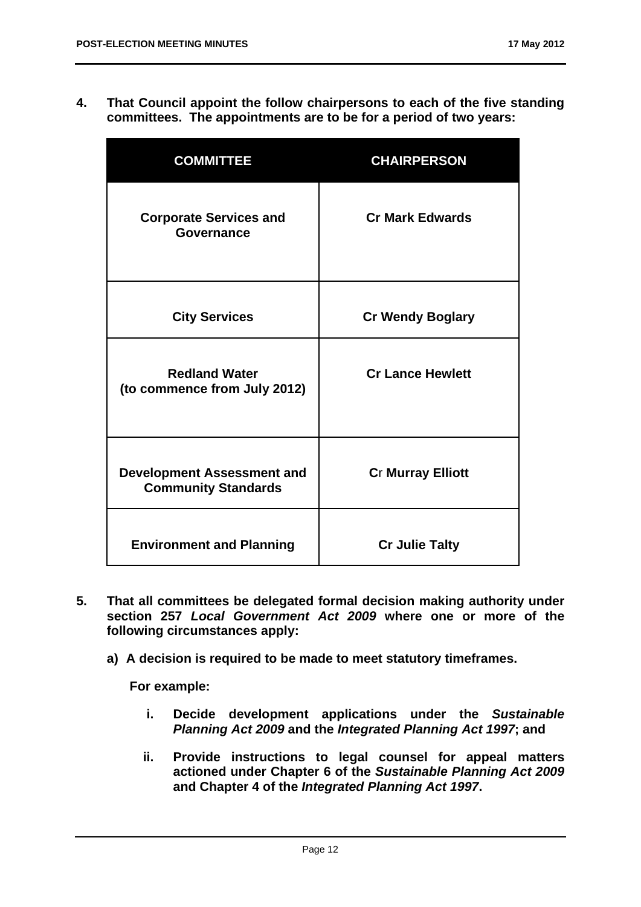**4. That Council appoint the follow chairpersons to each of the five standing committees. The appointments are to be for a period of two years:**

| COMMITTEE | CHAIRPERSON |
|---|---|
| **Corporate Services and Governance** | **Cr Mark Edwards** |
| **City Services** | **Cr Wendy Boglary** |
| **Redland Water (to commence from July 2012)** | **Cr Lance Hewlett** |
| **Development Assessment and Community Standards** | **Cr Murray Elliott** |
| **Environment and Planning** | **Cr Julie Talty** |

**5. That all committees be delegated formal decision making authority under section 257 *Local Government Act 2009* where one or more of the following circumstances apply:**

**a) A decision is required to be made to meet statutory timeframes.**

**For example:**

**i. Decide development applications under the *Sustainable Planning Act 2009* and the *Integrated Planning Act 1997*; and**

**ii. Provide instructions to legal counsel for appeal matters actioned under Chapter 6 of the *Sustainable Planning Act 2009* and Chapter 4 of the *Integrated Planning Act 1997*.**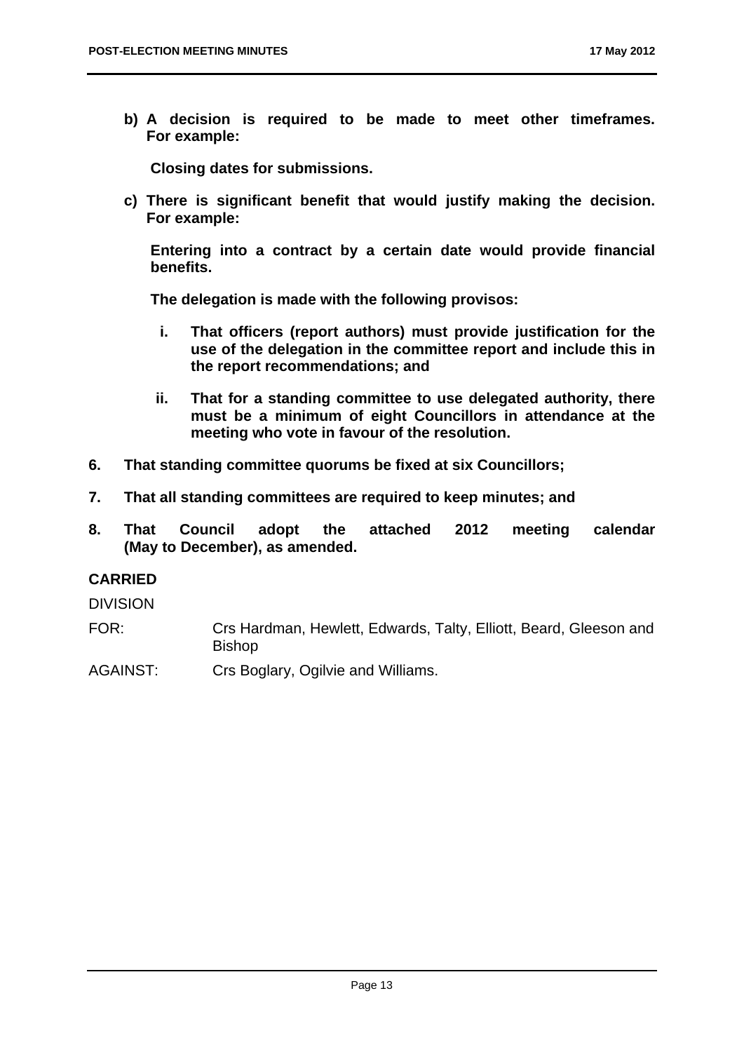**b) A decision is required to be made to meet other timeframes. For example:**

**Closing dates for submissions.**

**c) There is significant benefit that would justify making the decision. For example:**

**Entering into a contract by a certain date would provide financial benefits.**

**The delegation is made with the following provisos:**

- **i. That officers (report authors) must provide justification for the use of the delegation in the committee report and include this in the report recommendations; and**
- **ii. That for a standing committee to use delegated authority, there must be a minimum of eight Councillors in attendance at the meeting who vote in favour of the resolution.**

**6. That standing committee quorums be fixed at six Councillors;**

**7. That all standing committees are required to keep minutes; and**

**8. That Council adopt the attached 2012 meeting calendar (May to December), as amended.**

**CARRIED**

DIVISION

FOR: Crs Hardman, Hewlett, Edwards, Talty, Elliott, Beard, Gleeson and Bishop

AGAINST: Crs Boglary, Ogilvie and Williams.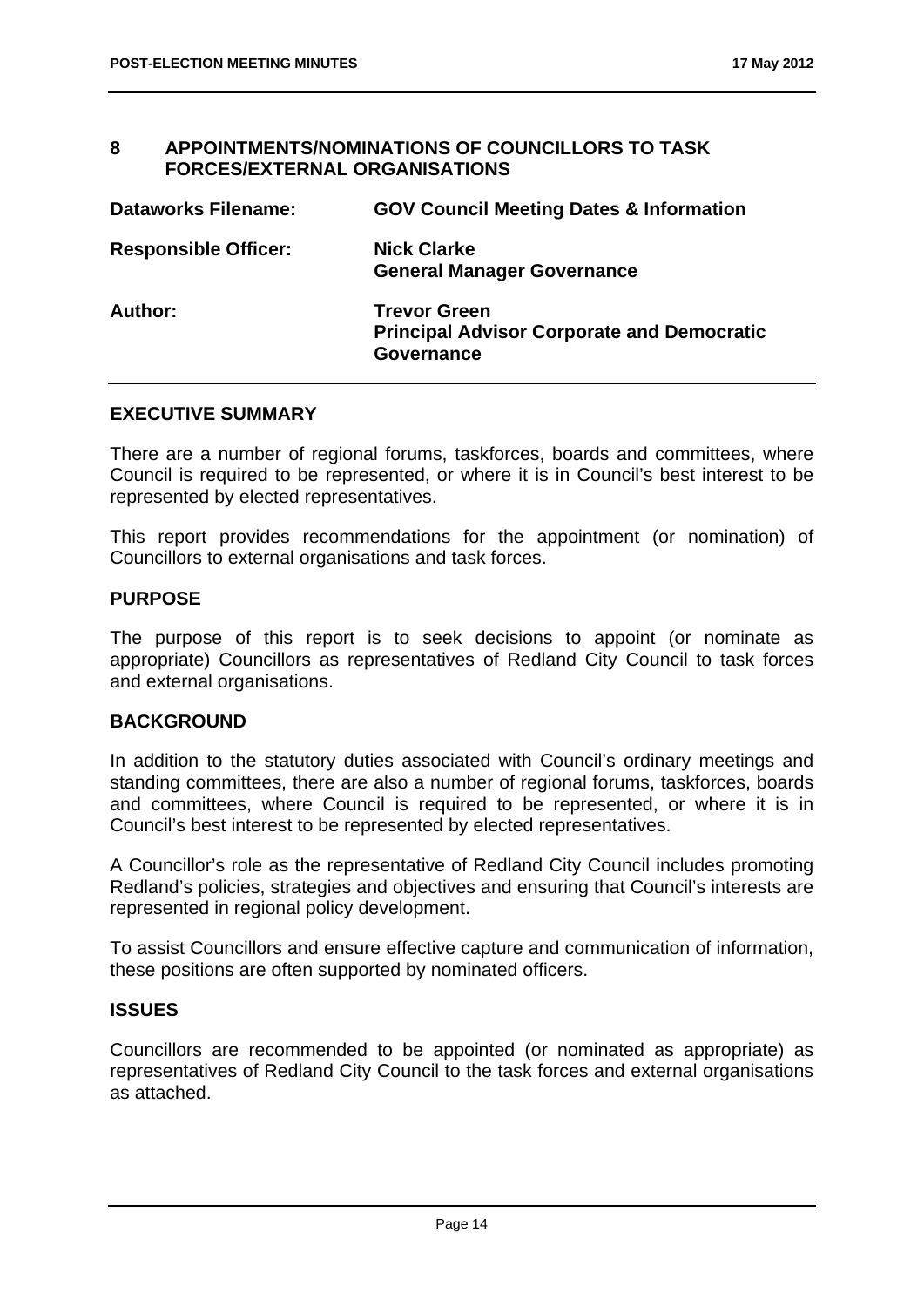## 8 APPOINTMENTS/NOMINATIONS OF COUNCILLORS TO TASK FORCES/EXTERNAL ORGANISATIONS

| | |
|---|---|
| **Dataworks Filename:** | **GOV Council Meeting Dates & Information** |
| **Responsible Officer:** | **Nick Clarke**<br>**General Manager Governance** |
| **Author:** | **Trevor Green**<br>**Principal Advisor Corporate and Democratic Governance** |

### EXECUTIVE SUMMARY

There are a number of regional forums, taskforces, boards and committees, where Council is required to be represented, or where it is in Council's best interest to be represented by elected representatives.

This report provides recommendations for the appointment (or nomination) of Councillors to external organisations and task forces.

### PURPOSE

The purpose of this report is to seek decisions to appoint (or nominate as appropriate) Councillors as representatives of Redland City Council to task forces and external organisations.

### BACKGROUND

In addition to the statutory duties associated with Council's ordinary meetings and standing committees, there are also a number of regional forums, taskforces, boards and committees, where Council is required to be represented, or where it is in Council's best interest to be represented by elected representatives.

A Councillor's role as the representative of Redland City Council includes promoting Redland's policies, strategies and objectives and ensuring that Council's interests are represented in regional policy development.

To assist Councillors and ensure effective capture and communication of information, these positions are often supported by nominated officers.

### ISSUES

Councillors are recommended to be appointed (or nominated as appropriate) as representatives of Redland City Council to the task forces and external organisations as attached.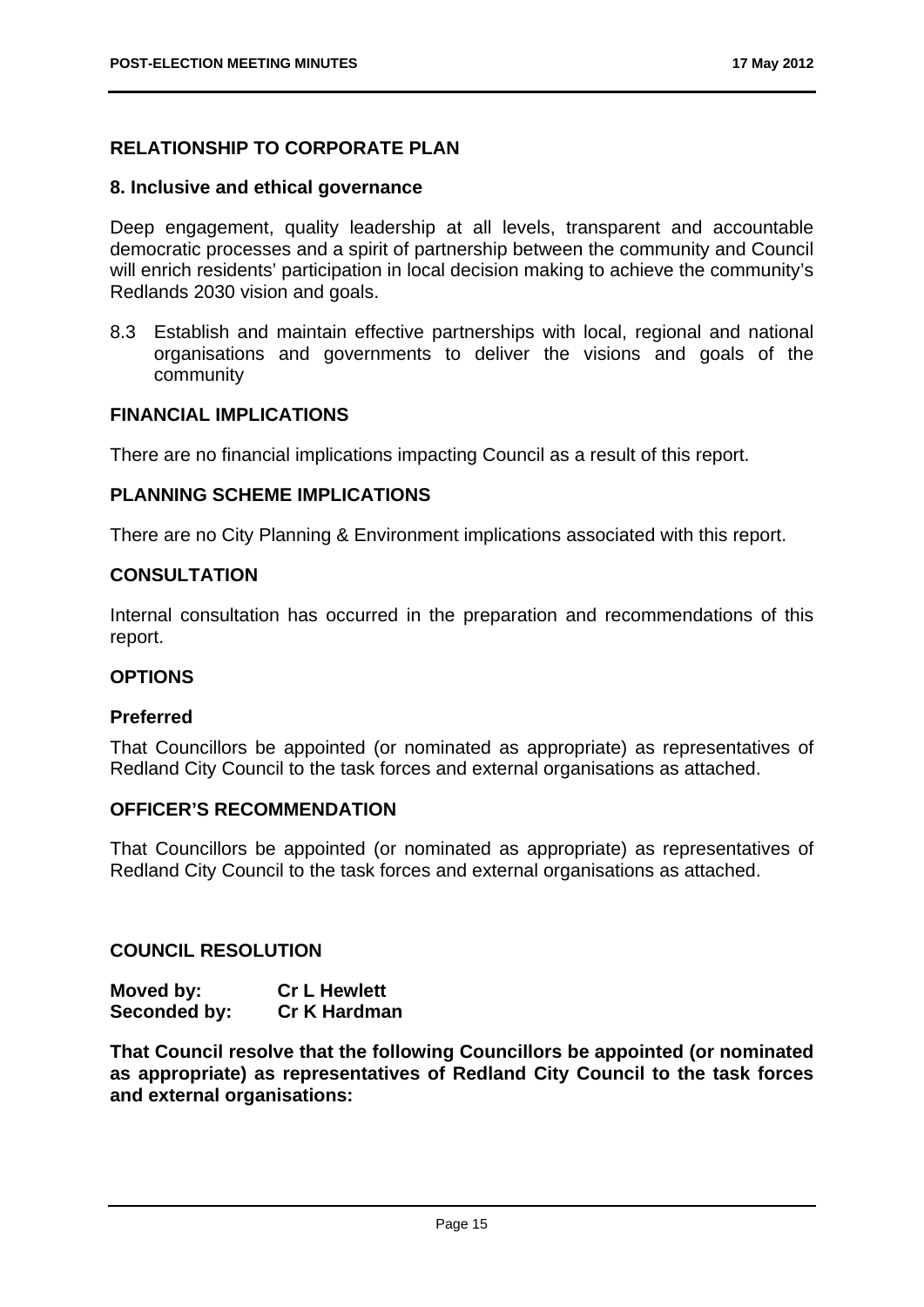## RELATIONSHIP TO CORPORATE PLAN

### 8. Inclusive and ethical governance

Deep engagement, quality leadership at all levels, transparent and accountable democratic processes and a spirit of partnership between the community and Council will enrich residents' participation in local decision making to achieve the community's Redlands 2030 vision and goals.

8.3 Establish and maintain effective partnerships with local, regional and national organisations and governments to deliver the visions and goals of the community

## FINANCIAL IMPLICATIONS

There are no financial implications impacting Council as a result of this report.

## PLANNING SCHEME IMPLICATIONS

There are no City Planning & Environment implications associated with this report.

## CONSULTATION

Internal consultation has occurred in the preparation and recommendations of this report.

## OPTIONS

### Preferred

That Councillors be appointed (or nominated as appropriate) as representatives of Redland City Council to the task forces and external organisations as attached.

## OFFICER'S RECOMMENDATION

That Councillors be appointed (or nominated as appropriate) as representatives of Redland City Council to the task forces and external organisations as attached.

## COUNCIL RESOLUTION

**Moved by:** **Cr L Hewlett**
**Seconded by:** **Cr K Hardman**

**That Council resolve that the following Councillors be appointed (or nominated as appropriate) as representatives of Redland City Council to the task forces and external organisations:**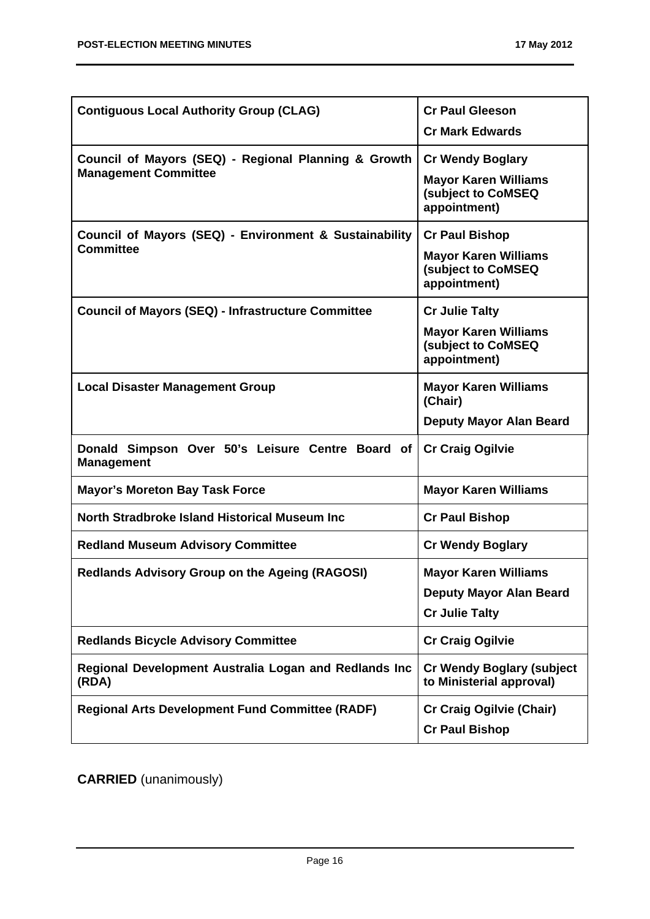| | |
|---|---|
| **Contiguous Local Authority Group (CLAG)** | **Cr Paul Gleeson**<br>**Cr Mark Edwards** |
| **Council of Mayors (SEQ) - Regional Planning & Growth Management Committee** | **Cr Wendy Boglary**<br>**Mayor Karen Williams (subject to CoMSEQ appointment)** |
| **Council of Mayors (SEQ) - Environment & Sustainability Committee** | **Cr Paul Bishop**<br>**Mayor Karen Williams (subject to CoMSEQ appointment)** |
| **Council of Mayors (SEQ) - Infrastructure Committee** | **Cr Julie Talty**<br>**Mayor Karen Williams (subject to CoMSEQ appointment)** |
| **Local Disaster Management Group** | **Mayor Karen Williams (Chair)**<br>**Deputy Mayor Alan Beard** |
| **Donald Simpson Over 50's Leisure Centre Board of Management** | **Cr Craig Ogilvie** |
| **Mayor's Moreton Bay Task Force** | **Mayor Karen Williams** |
| **North Stradbroke Island Historical Museum Inc** | **Cr Paul Bishop** |
| **Redland Museum Advisory Committee** | **Cr Wendy Boglary** |
| **Redlands Advisory Group on the Ageing (RAGOSI)** | **Mayor Karen Williams**<br>**Deputy Mayor Alan Beard**<br>**Cr Julie Talty** |
| **Redlands Bicycle Advisory Committee** | **Cr Craig Ogilvie** |
| **Regional Development Australia Logan and Redlands Inc (RDA)** | **Cr Wendy Boglary (subject to Ministerial approval)** |
| **Regional Arts Development Fund Committee (RADF)** | **Cr Craig Ogilvie (Chair)**<br>**Cr Paul Bishop** |

**CARRIED** (unanimously)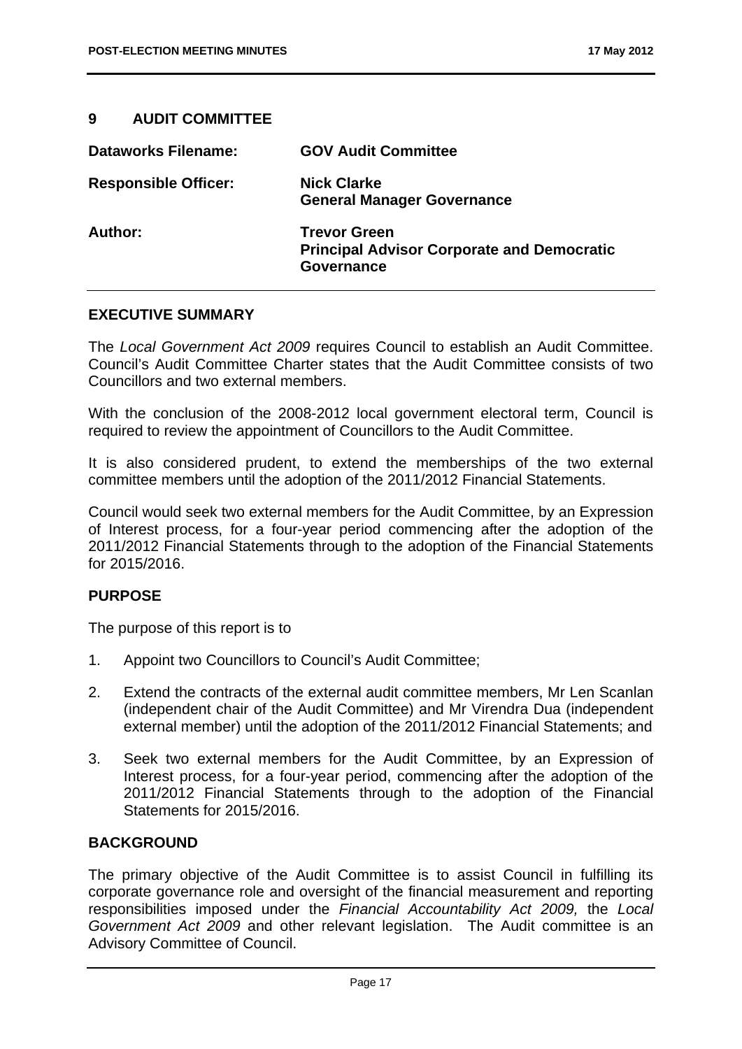## 9 AUDIT COMMITTEE

| | |
|---|---|
| **Dataworks Filename:** | **GOV Audit Committee** |
| **Responsible Officer:** | **Nick Clarke**<br>**General Manager Governance** |
| **Author:** | **Trevor Green**<br>**Principal Advisor Corporate and Democratic Governance** |

### EXECUTIVE SUMMARY

The *Local Government Act 2009* requires Council to establish an Audit Committee. Council's Audit Committee Charter states that the Audit Committee consists of two Councillors and two external members.

With the conclusion of the 2008-2012 local government electoral term, Council is required to review the appointment of Councillors to the Audit Committee.

It is also considered prudent, to extend the memberships of the two external committee members until the adoption of the 2011/2012 Financial Statements.

Council would seek two external members for the Audit Committee, by an Expression of Interest process, for a four-year period commencing after the adoption of the 2011/2012 Financial Statements through to the adoption of the Financial Statements for 2015/2016.

### PURPOSE

The purpose of this report is to

1. Appoint two Councillors to Council's Audit Committee;
2. Extend the contracts of the external audit committee members, Mr Len Scanlan (independent chair of the Audit Committee) and Mr Virendra Dua (independent external member) until the adoption of the 2011/2012 Financial Statements; and
3. Seek two external members for the Audit Committee, by an Expression of Interest process, for a four-year period, commencing after the adoption of the 2011/2012 Financial Statements through to the adoption of the Financial Statements for 2015/2016.

### BACKGROUND

The primary objective of the Audit Committee is to assist Council in fulfilling its corporate governance role and oversight of the financial measurement and reporting responsibilities imposed under the *Financial Accountability Act 2009,* the *Local Government Act 2009* and other relevant legislation. The Audit committee is an Advisory Committee of Council.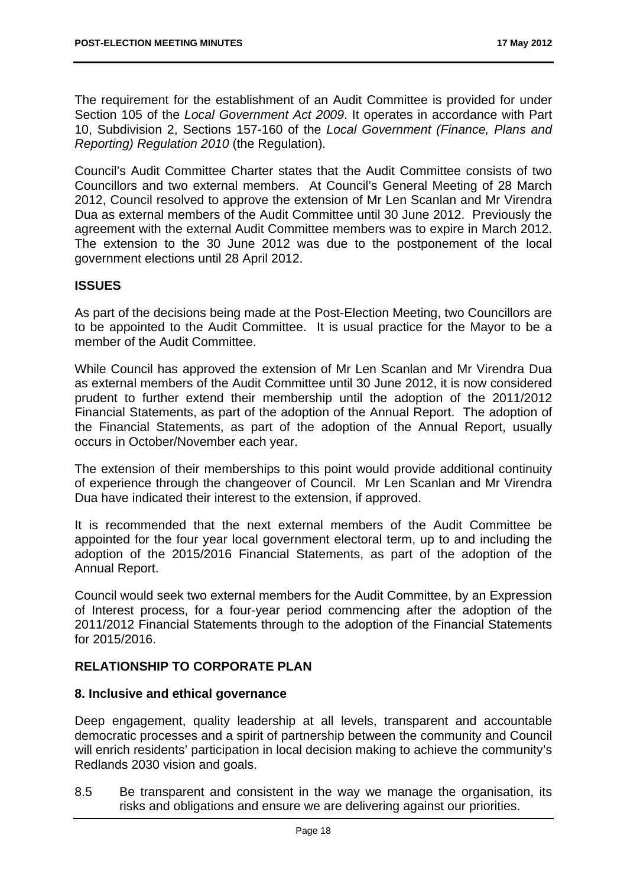The requirement for the establishment of an Audit Committee is provided for under Section 105 of the *Local Government Act 2009*. It operates in accordance with Part 10, Subdivision 2, Sections 157-160 of the *Local Government (Finance, Plans and Reporting) Regulation 2010* (the Regulation).

Council's Audit Committee Charter states that the Audit Committee consists of two Councillors and two external members. At Council's General Meeting of 28 March 2012, Council resolved to approve the extension of Mr Len Scanlan and Mr Virendra Dua as external members of the Audit Committee until 30 June 2012. Previously the agreement with the external Audit Committee members was to expire in March 2012. The extension to the 30 June 2012 was due to the postponement of the local government elections until 28 April 2012.

## ISSUES

As part of the decisions being made at the Post-Election Meeting, two Councillors are to be appointed to the Audit Committee. It is usual practice for the Mayor to be a member of the Audit Committee.

While Council has approved the extension of Mr Len Scanlan and Mr Virendra Dua as external members of the Audit Committee until 30 June 2012, it is now considered prudent to further extend their membership until the adoption of the 2011/2012 Financial Statements, as part of the adoption of the Annual Report. The adoption of the Financial Statements, as part of the adoption of the Annual Report, usually occurs in October/November each year.

The extension of their memberships to this point would provide additional continuity of experience through the changeover of Council. Mr Len Scanlan and Mr Virendra Dua have indicated their interest to the extension, if approved.

It is recommended that the next external members of the Audit Committee be appointed for the four year local government electoral term, up to and including the adoption of the 2015/2016 Financial Statements, as part of the adoption of the Annual Report.

Council would seek two external members for the Audit Committee, by an Expression of Interest process, for a four-year period commencing after the adoption of the 2011/2012 Financial Statements through to the adoption of the Financial Statements for 2015/2016.

## RELATIONSHIP TO CORPORATE PLAN

### 8. Inclusive and ethical governance

Deep engagement, quality leadership at all levels, transparent and accountable democratic processes and a spirit of partnership between the community and Council will enrich residents' participation in local decision making to achieve the community's Redlands 2030 vision and goals.

8.5 Be transparent and consistent in the way we manage the organisation, its risks and obligations and ensure we are delivering against our priorities.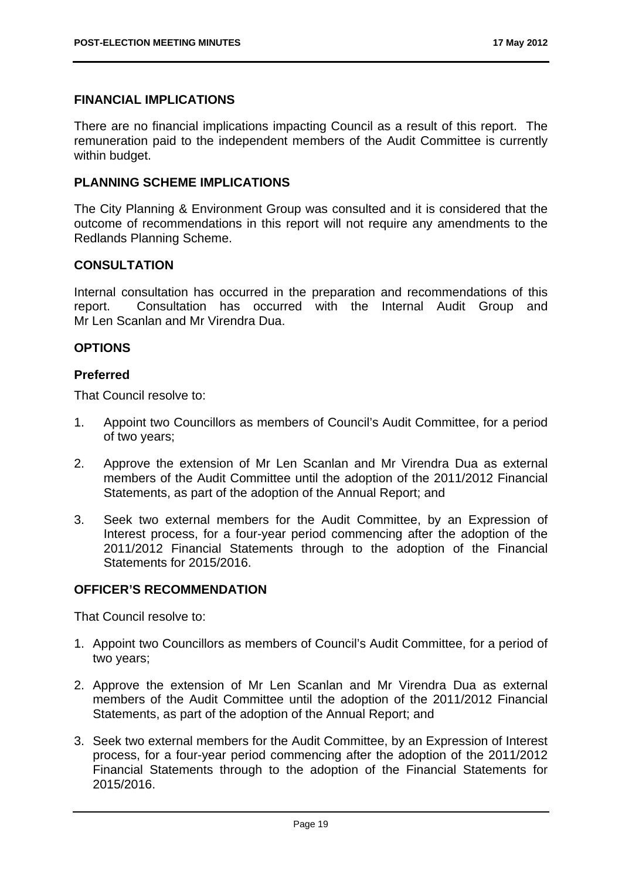### FINANCIAL IMPLICATIONS

There are no financial implications impacting Council as a result of this report. The remuneration paid to the independent members of the Audit Committee is currently within budget.

### PLANNING SCHEME IMPLICATIONS

The City Planning & Environment Group was consulted and it is considered that the outcome of recommendations in this report will not require any amendments to the Redlands Planning Scheme.

### CONSULTATION

Internal consultation has occurred in the preparation and recommendations of this report. Consultation has occurred with the Internal Audit Group and Mr Len Scanlan and Mr Virendra Dua.

### OPTIONS

#### Preferred

That Council resolve to:

1. Appoint two Councillors as members of Council's Audit Committee, for a period of two years;
2. Approve the extension of Mr Len Scanlan and Mr Virendra Dua as external members of the Audit Committee until the adoption of the 2011/2012 Financial Statements, as part of the adoption of the Annual Report; and
3. Seek two external members for the Audit Committee, by an Expression of Interest process, for a four-year period commencing after the adoption of the 2011/2012 Financial Statements through to the adoption of the Financial Statements for 2015/2016.

### OFFICER'S RECOMMENDATION

That Council resolve to:

1. Appoint two Councillors as members of Council's Audit Committee, for a period of two years;
2. Approve the extension of Mr Len Scanlan and Mr Virendra Dua as external members of the Audit Committee until the adoption of the 2011/2012 Financial Statements, as part of the adoption of the Annual Report; and
3. Seek two external members for the Audit Committee, by an Expression of Interest process, for a four-year period commencing after the adoption of the 2011/2012 Financial Statements through to the adoption of the Financial Statements for 2015/2016.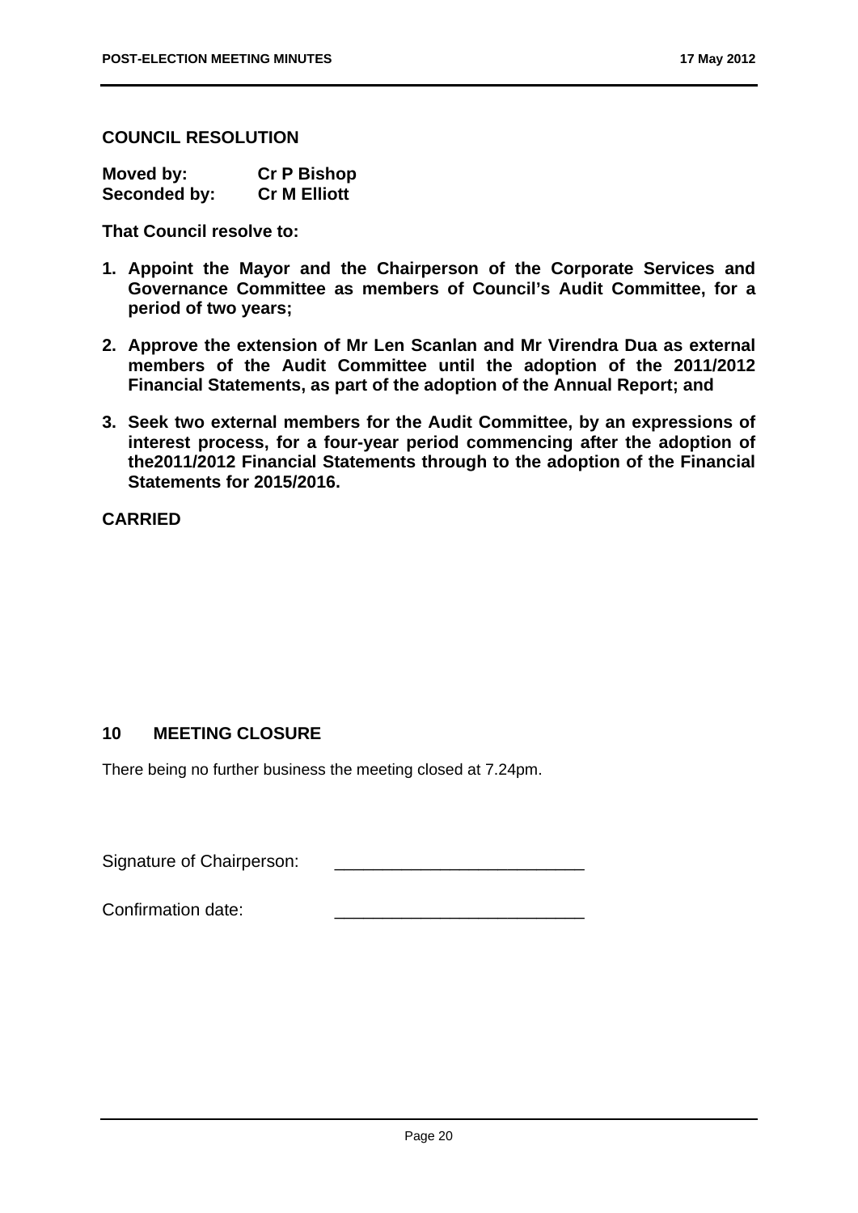**COUNCIL RESOLUTION**

**Moved by: Cr P Bishop**
**Seconded by: Cr M Elliott**

**That Council resolve to:**

1. **Appoint the Mayor and the Chairperson of the Corporate Services and Governance Committee as members of Council's Audit Committee, for a period of two years;**
2. **Approve the extension of Mr Len Scanlan and Mr Virendra Dua as external members of the Audit Committee until the adoption of the 2011/2012 Financial Statements, as part of the adoption of the Annual Report; and**
3. **Seek two external members for the Audit Committee, by an expressions of interest process, for a four-year period commencing after the adoption of the2011/2012 Financial Statements through to the adoption of the Financial Statements for 2015/2016.**

**CARRIED**

## 10 MEETING CLOSURE

There being no further business the meeting closed at 7.24pm.

Signature of Chairperson: \_\_\_\_\_\_\_\_\_\_\_\_\_\_\_\_\_\_\_\_\_\_\_\_\_

Confirmation date: \_\_\_\_\_\_\_\_\_\_\_\_\_\_\_\_\_\_\_\_\_\_\_\_\_